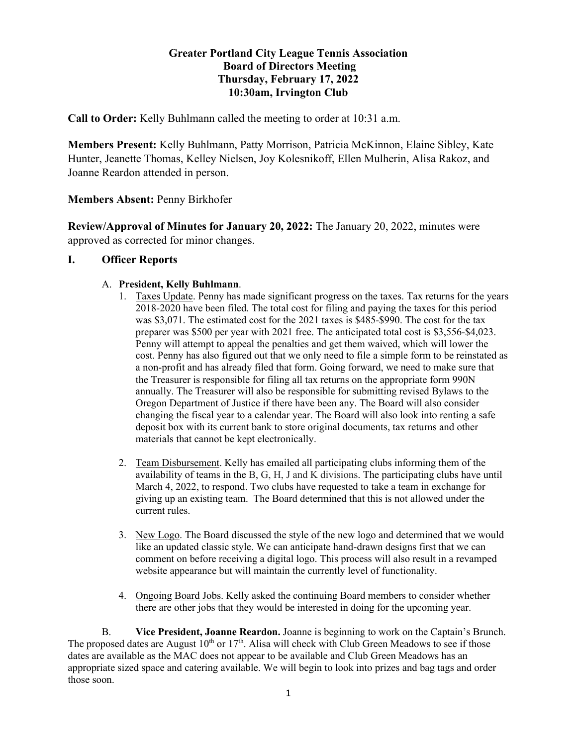**Greater Portland City League Tennis Association**
**Board of Directors Meeting**
**Thursday, February 17, 2022**
**10:30am, Irvington Club**

**Call to Order:** Kelly Buhlmann called the meeting to order at 10:31 a.m.

**Members Present:** Kelly Buhlmann, Patty Morrison, Patricia McKinnon, Elaine Sibley, Kate Hunter, Jeanette Thomas, Kelley Nielsen, Joy Kolesnikoff, Ellen Mulherin, Alisa Rakoz, and Joanne Reardon attended in person.

**Members Absent:** Penny Birkhofer

**Review/Approval of Minutes for January 20, 2022:** The January 20, 2022, minutes were approved as corrected for minor changes.

## I. Officer Reports

A. **President, Kelly Buhlmann**.

1. Taxes Update. Penny has made significant progress on the taxes. Tax returns for the years 2018-2020 have been filed. The total cost for filing and paying the taxes for this period was $3,071. The estimated cost for the 2021 taxes is $485-$990. The cost for the tax preparer was $500 per year with 2021 free. The anticipated total cost is $3,556-$4,023. Penny will attempt to appeal the penalties and get them waived, which will lower the cost. Penny has also figured out that we only need to file a simple form to be reinstated as a non-profit and has already filed that form. Going forward, we need to make sure that the Treasurer is responsible for filing all tax returns on the appropriate form 990N annually. The Treasurer will also be responsible for submitting revised Bylaws to the Oregon Department of Justice if there have been any. The Board will also consider changing the fiscal year to a calendar year. The Board will also look into renting a safe deposit box with its current bank to store original documents, tax returns and other materials that cannot be kept electronically.

2. Team Disbursement. Kelly has emailed all participating clubs informing them of the availability of teams in the B, G, H, J and K divisions. The participating clubs have until March 4, 2022, to respond. Two clubs have requested to take a team in exchange for giving up an existing team. The Board determined that this is not allowed under the current rules.

3. New Logo. The Board discussed the style of the new logo and determined that we would like an updated classic style. We can anticipate hand-drawn designs first that we can comment on before receiving a digital logo. This process will also result in a revamped website appearance but will maintain the currently level of functionality.

4. Ongoing Board Jobs. Kelly asked the continuing Board members to consider whether there are other jobs that they would be interested in doing for the upcoming year.

B. **Vice President, Joanne Reardon.** Joanne is beginning to work on the Captain's Brunch. The proposed dates are August 10th or 17th. Alisa will check with Club Green Meadows to see if those dates are available as the MAC does not appear to be available and Club Green Meadows has an appropriate sized space and catering available. We will begin to look into prizes and bag tags and order those soon.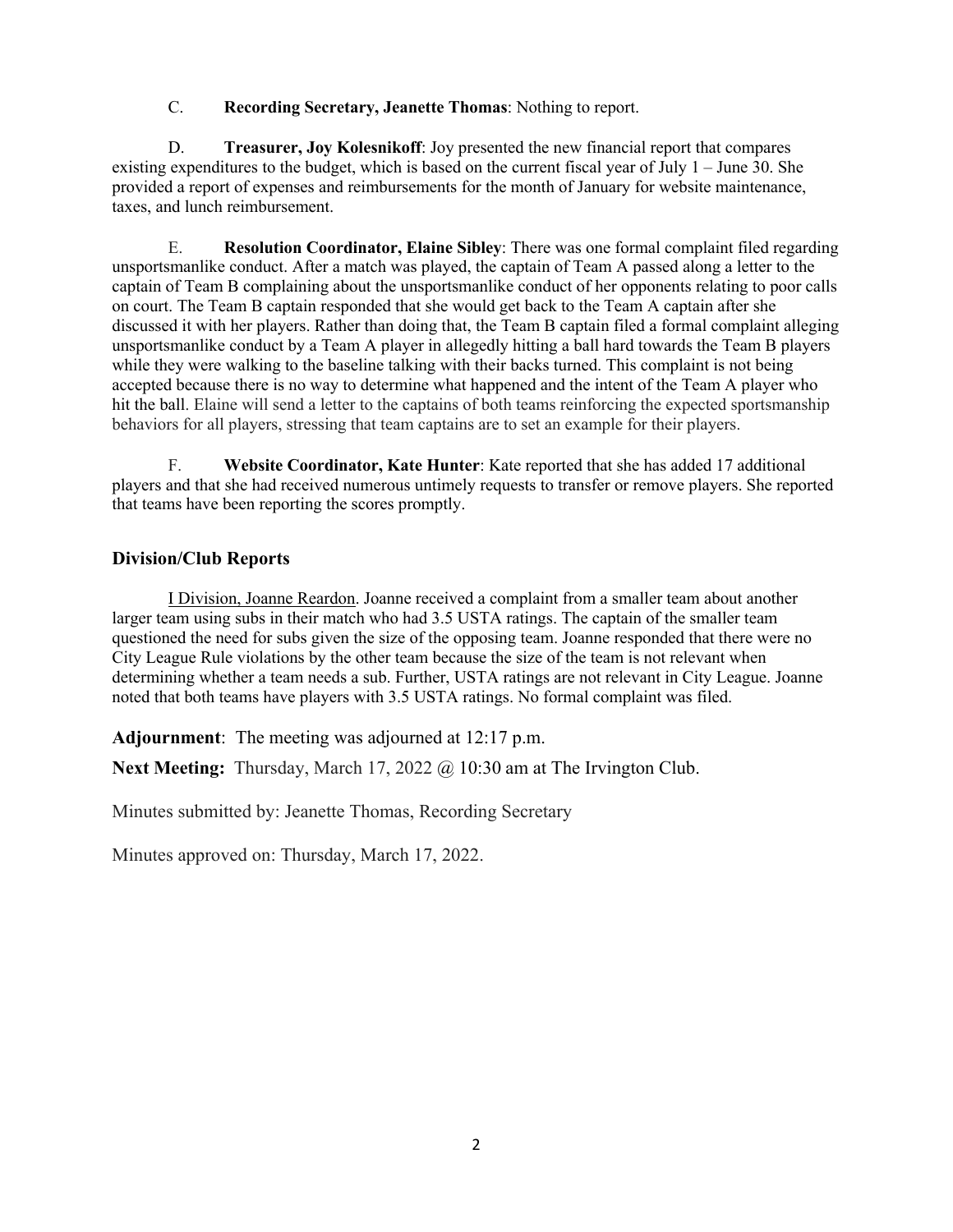C. **Recording Secretary, Jeanette Thomas**: Nothing to report.

D. **Treasurer, Joy Kolesnikoff**: Joy presented the new financial report that compares existing expenditures to the budget, which is based on the current fiscal year of July 1 – June 30. She provided a report of expenses and reimbursements for the month of January for website maintenance, taxes, and lunch reimbursement.

E. **Resolution Coordinator, Elaine Sibley**: There was one formal complaint filed regarding unsportsmanlike conduct. After a match was played, the captain of Team A passed along a letter to the captain of Team B complaining about the unsportsmanlike conduct of her opponents relating to poor calls on court. The Team B captain responded that she would get back to the Team A captain after she discussed it with her players. Rather than doing that, the Team B captain filed a formal complaint alleging unsportsmanlike conduct by a Team A player in allegedly hitting a ball hard towards the Team B players while they were walking to the baseline talking with their backs turned. This complaint is not being accepted because there is no way to determine what happened and the intent of the Team A player who hit the ball. Elaine will send a letter to the captains of both teams reinforcing the expected sportsmanship behaviors for all players, stressing that team captains are to set an example for their players.

F. **Website Coordinator, Kate Hunter**: Kate reported that she has added 17 additional players and that she had received numerous untimely requests to transfer or remove players. She reported that teams have been reporting the scores promptly.

## Division/Club Reports

I Division, Joanne Reardon. Joanne received a complaint from a smaller team about another larger team using subs in their match who had 3.5 USTA ratings. The captain of the smaller team questioned the need for subs given the size of the opposing team. Joanne responded that there were no City League Rule violations by the other team because the size of the team is not relevant when determining whether a team needs a sub. Further, USTA ratings are not relevant in City League. Joanne noted that both teams have players with 3.5 USTA ratings. No formal complaint was filed.

**Adjournment**: The meeting was adjourned at 12:17 p.m.

**Next Meeting:** Thursday, March 17, 2022 @ 10:30 am at The Irvington Club.

Minutes submitted by: Jeanette Thomas, Recording Secretary

Minutes approved on: Thursday, March 17, 2022.